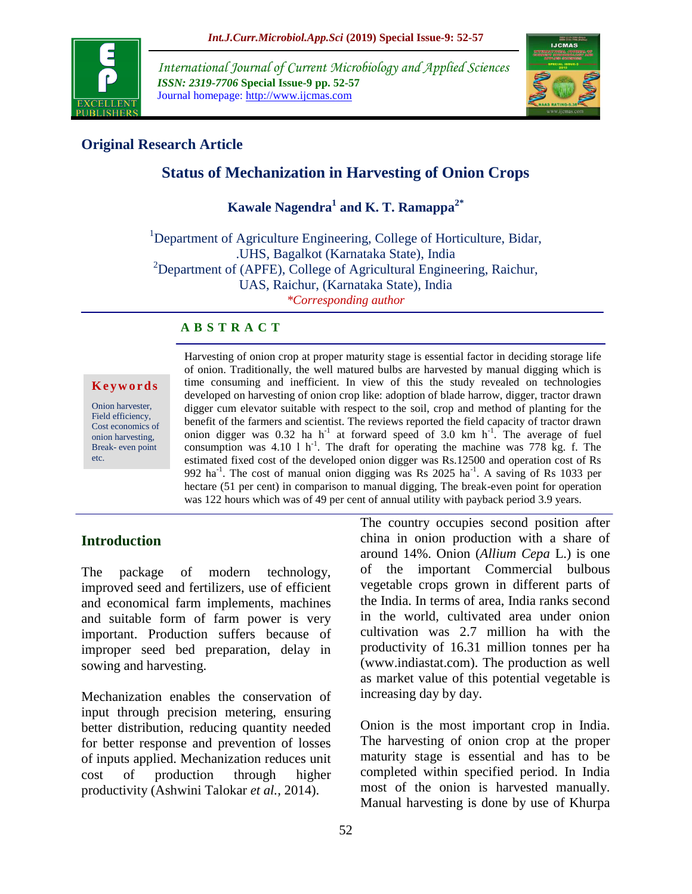## Original Research Article

# Status of Mechanization in Harvesting of Onion Crops

**Kawale Nagendra[1] and K. T. Ramappa[2*]**

[1]Department of Agriculture Engineering, College of Horticulture, Bidar, .UHS, Bagalkot (Karnataka State), India
[2]Department of (APFE), College of Agricultural Engineering, Raichur, UAS, Raichur, (Karnataka State), India

*\*Corresponding author*

### A B S T R A C T

**Keywords**

Onion harvester, Field efficiency, Cost economics of onion harvesting, Break- even point etc.

Harvesting of onion crop at proper maturity stage is essential factor in deciding storage life of onion. Traditionally, the well matured bulbs are harvested by manual digging which is time consuming and inefficient. In view of this the study revealed on technologies developed on harvesting of onion crop like: adoption of blade harrow, digger, tractor drawn digger cum elevator suitable with respect to the soil, crop and method of planting for the benefit of the farmers and scientist. The reviews reported the field capacity of tractor drawn onion digger was 0.32 ha $h^{-1}$ at forward speed of 3.0 km $h^{-1}$. The average of fuel consumption was 4.10 l $h^{-1}$. The draft for operating the machine was 778 kg. f. The estimated fixed cost of the developed onion digger was Rs.12500 and operation cost of Rs 992 $ha^{-1}$. The cost of manual onion digging was Rs 2025 $ha^{-1}$. A saving of Rs 1033 per hectare (51 per cent) in comparison to manual digging, The break-even point for operation was 122 hours which was of 49 per cent of annual utility with payback period 3.9 years.

## Introduction

The package of modern technology, improved seed and fertilizers, use of efficient and economical farm implements, machines and suitable form of farm power is very important. Production suffers because of improper seed bed preparation, delay in sowing and harvesting.

Mechanization enables the conservation of input through precision metering, ensuring better distribution, reducing quantity needed for better response and prevention of losses of inputs applied. Mechanization reduces unit cost of production through higher productivity (Ashwini Talokar *et al.,* 2014).

The country occupies second position after china in onion production with a share of around 14%. Onion (*Allium Cepa* L.) is one of the important Commercial bulbous vegetable crops grown in different parts of the India. In terms of area, India ranks second in the world, cultivated area under onion cultivation was 2.7 million ha with the productivity of 16.31 million tonnes per ha (www.indiastat.com). The production as well as market value of this potential vegetable is increasing day by day.

Onion is the most important crop in India. The harvesting of onion crop at the proper maturity stage is essential and has to be completed within specified period. In India most of the onion is harvested manually. Manual harvesting is done by use of Khurpa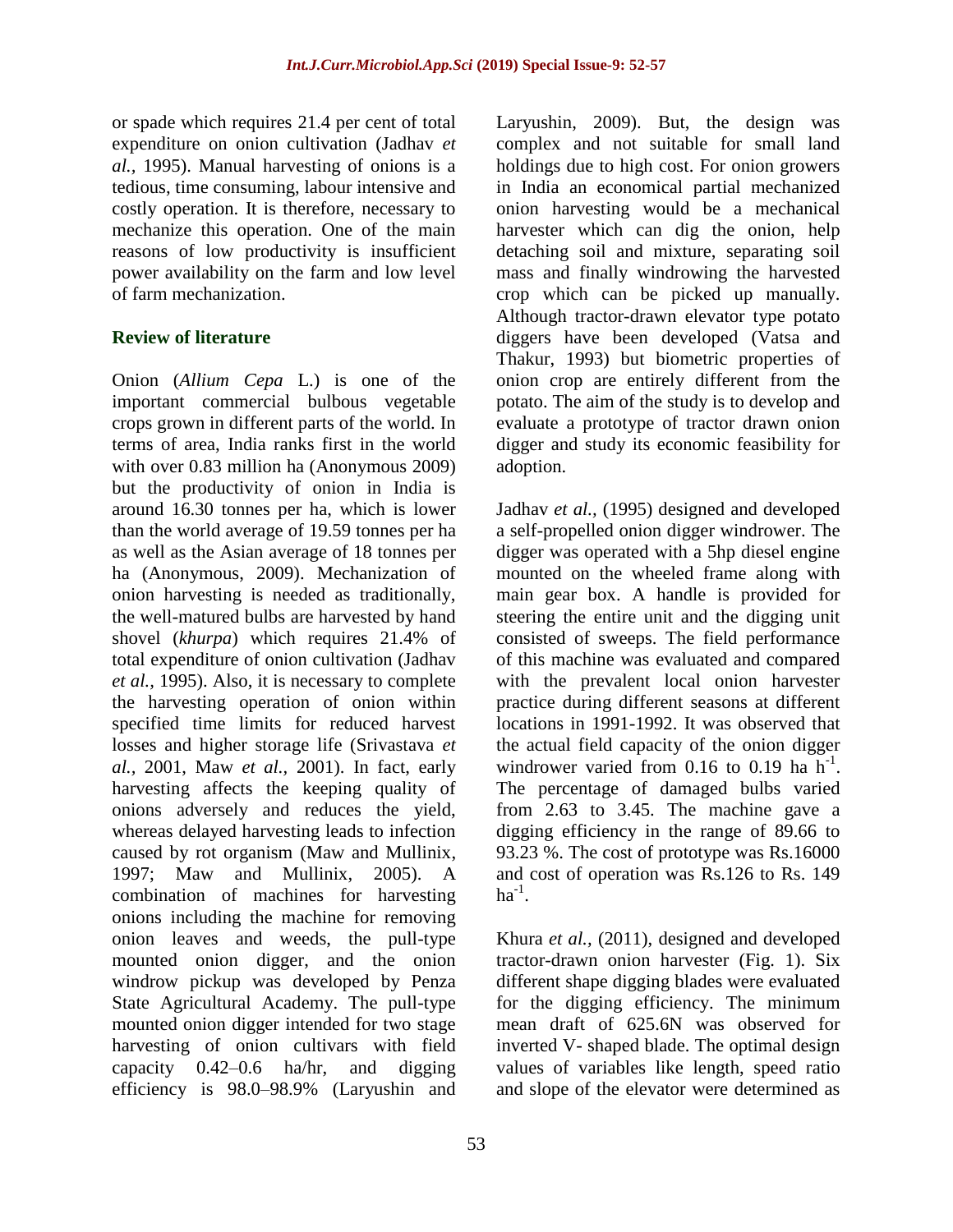or spade which requires 21.4 per cent of total expenditure on onion cultivation (Jadhav *et al.,* 1995). Manual harvesting of onions is a tedious, time consuming, labour intensive and costly operation. It is therefore, necessary to mechanize this operation. One of the main reasons of low productivity is insufficient power availability on the farm and low level of farm mechanization.

## Review of literature

Onion (*Allium Cepa* L.) is one of the important commercial bulbous vegetable crops grown in different parts of the world. In terms of area, India ranks first in the world with over 0.83 million ha (Anonymous 2009) but the productivity of onion in India is around 16.30 tonnes per ha, which is lower than the world average of 19.59 tonnes per ha as well as the Asian average of 18 tonnes per ha (Anonymous, 2009). Mechanization of onion harvesting is needed as traditionally, the well-matured bulbs are harvested by hand shovel (*khurpa*) which requires 21.4% of total expenditure of onion cultivation (Jadhav *et al.,* 1995). Also, it is necessary to complete the harvesting operation of onion within specified time limits for reduced harvest losses and higher storage life (Srivastava *et al.,* 2001, Maw *et al.,* 2001). In fact, early harvesting affects the keeping quality of onions adversely and reduces the yield, whereas delayed harvesting leads to infection caused by rot organism (Maw and Mullinix, 1997; Maw and Mullinix, 2005). A combination of machines for harvesting onions including the machine for removing onion leaves and weeds, the pull-type mounted onion digger, and the onion windrow pickup was developed by Penza State Agricultural Academy. The pull-type mounted onion digger intended for two stage harvesting of onion cultivars with field capacity 0.42–0.6 ha/hr, and digging efficiency is 98.0–98.9% (Laryushin and Laryushin, 2009). But, the design was complex and not suitable for small land holdings due to high cost. For onion growers in India an economical partial mechanized onion harvesting would be a mechanical harvester which can dig the onion, help detaching soil and mixture, separating soil mass and finally windrowing the harvested crop which can be picked up manually. Although tractor-drawn elevator type potato diggers have been developed (Vatsa and Thakur, 1993) but biometric properties of onion crop are entirely different from the potato. The aim of the study is to develop and evaluate a prototype of tractor drawn onion digger and study its economic feasibility for adoption.

Jadhav *et al.,* (1995) designed and developed a self-propelled onion digger windrower. The digger was operated with a 5hp diesel engine mounted on the wheeled frame along with main gear box. A handle is provided for steering the entire unit and the digging unit consisted of sweeps. The field performance of this machine was evaluated and compared with the prevalent local onion harvester practice during different seasons at different locations in 1991-1992. It was observed that the actual field capacity of the onion digger windrower varied from 0.16 to 0.19 ha $h^{-1}$. The percentage of damaged bulbs varied from 2.63 to 3.45. The machine gave a digging efficiency in the range of 89.66 to 93.23 %. The cost of prototype was Rs.16000 and cost of operation was Rs.126 to Rs. 149 $ha^{-1}$.

Khura *et al.,* (2011), designed and developed tractor-drawn onion harvester (Fig. 1). Six different shape digging blades were evaluated for the digging efficiency. The minimum mean draft of 625.6N was observed for inverted V- shaped blade. The optimal design values of variables like length, speed ratio and slope of the elevator were determined as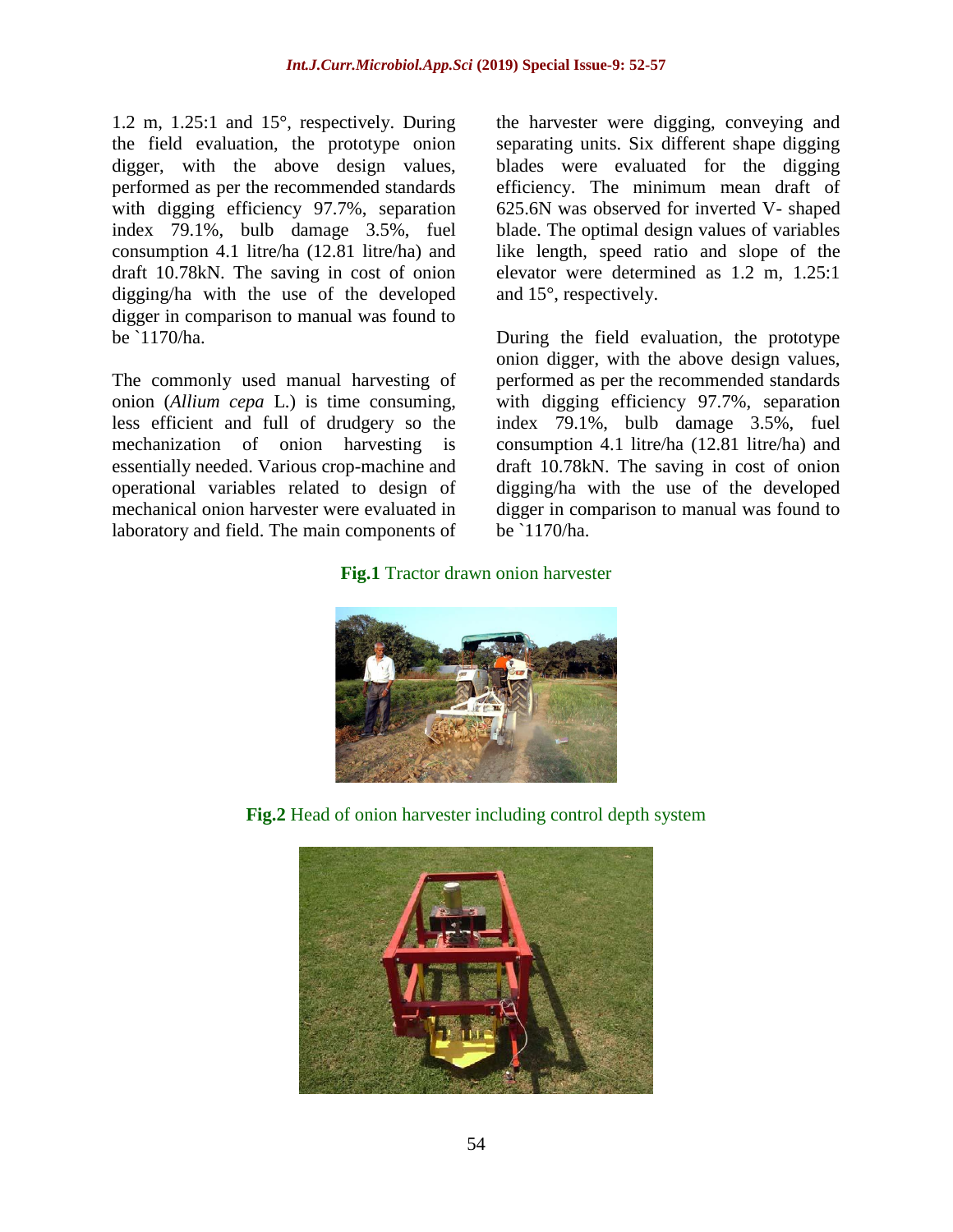1.2 m, 1.25:1 and 15°, respectively. During the field evaluation, the prototype onion digger, with the above design values, performed as per the recommended standards with digging efficiency 97.7%, separation index 79.1%, bulb damage 3.5%, fuel consumption 4.1 litre/ha (12.81 litre/ha) and draft 10.78kN. The saving in cost of onion digging/ha with the use of the developed digger in comparison to manual was found to be `1170/ha.

The commonly used manual harvesting of onion (*Allium cepa* L.) is time consuming, less efficient and full of drudgery so the mechanization of onion harvesting is essentially needed. Various crop-machine and operational variables related to design of mechanical onion harvester were evaluated in laboratory and field. The main components of the harvester were digging, conveying and separating units. Six different shape digging blades were evaluated for the digging efficiency. The minimum mean draft of 625.6N was observed for inverted V- shaped blade. The optimal design values of variables like length, speed ratio and slope of the elevator were determined as 1.2 m, 1.25:1 and 15°, respectively.

During the field evaluation, the prototype onion digger, with the above design values, performed as per the recommended standards with digging efficiency 97.7%, separation index 79.1%, bulb damage 3.5%, fuel consumption 4.1 litre/ha (12.81 litre/ha) and draft 10.78kN. The saving in cost of onion digging/ha with the use of the developed digger in comparison to manual was found to be `1170/ha.

**Fig.1** Tractor drawn onion harvester

**Fig.2** Head of onion harvester including control depth system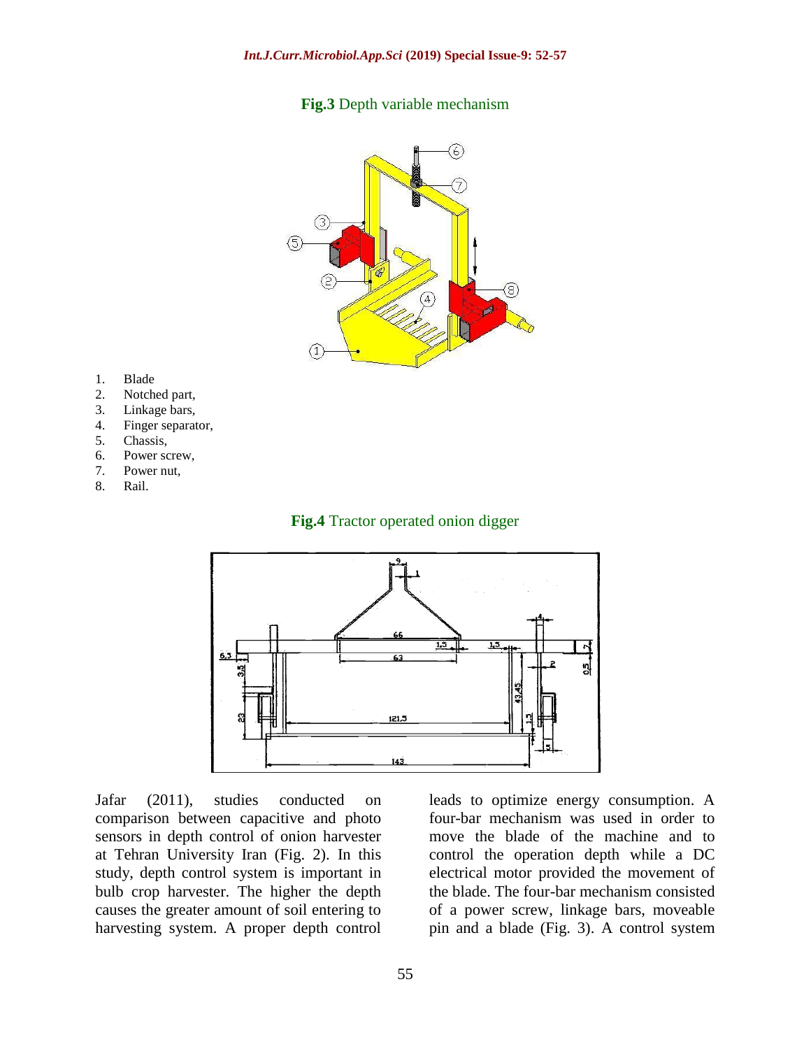**Fig.3** Depth variable mechanism

1. Blade
2. Notched part,
3. Linkage bars,
4. Finger separator,
5. Chassis,
6. Power screw,
7. Power nut,
8. Rail.

**Fig.4** Tractor operated onion digger

Jafar (2011), studies conducted on comparison between capacitive and photo sensors in depth control of onion harvester at Tehran University Iran (Fig. 2). In this study, depth control system is important in bulb crop harvester. The higher the depth causes the greater amount of soil entering to harvesting system. A proper depth control leads to optimize energy consumption. A four-bar mechanism was used in order to move the blade of the machine and to control the operation depth while a DC electrical motor provided the movement of the blade. The four-bar mechanism consisted of a power screw, linkage bars, moveable pin and a blade (Fig. 3). A control system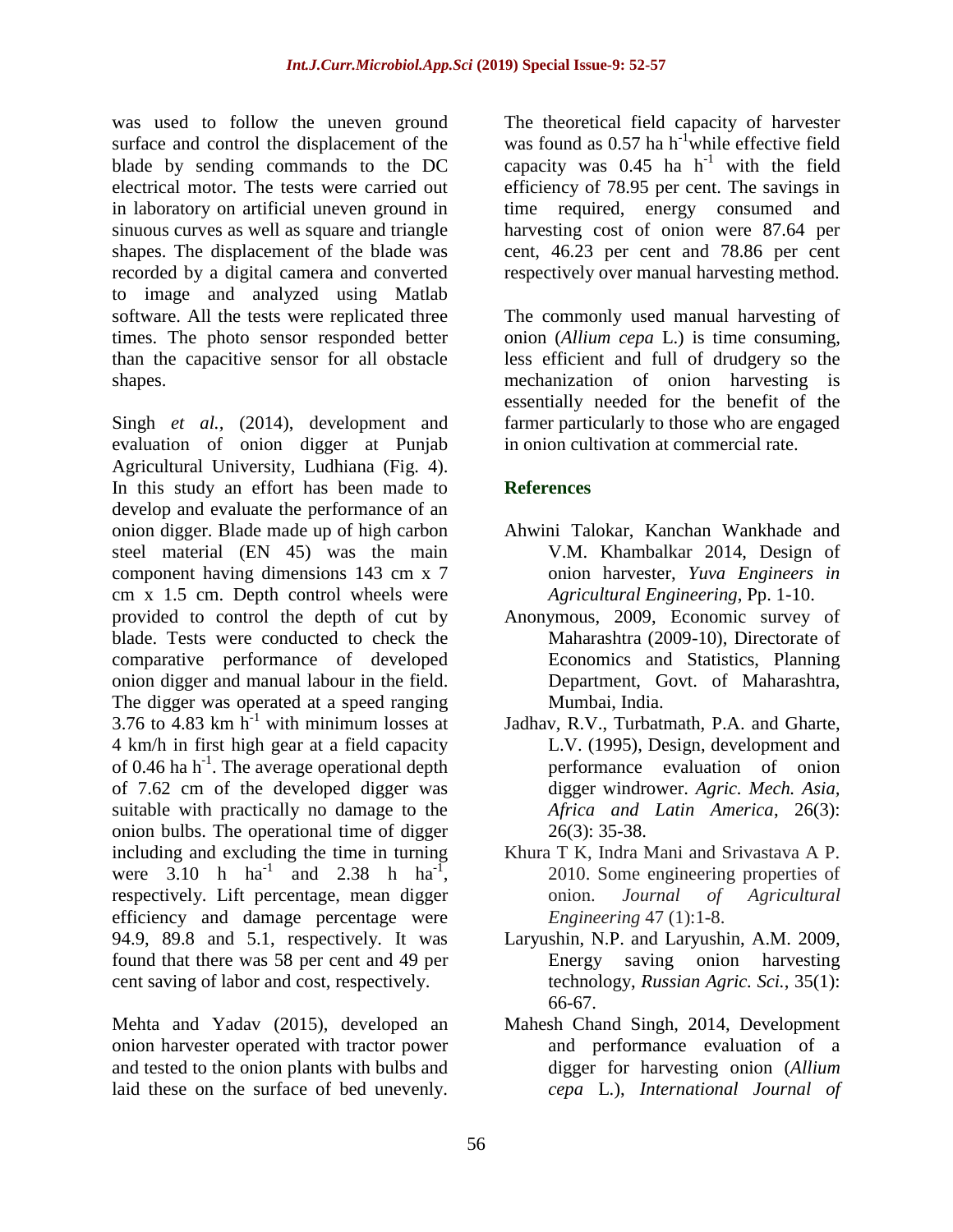was used to follow the uneven ground surface and control the displacement of the blade by sending commands to the DC electrical motor. The tests were carried out in laboratory on artificial uneven ground in sinuous curves as well as square and triangle shapes. The displacement of the blade was recorded by a digital camera and converted to image and analyzed using Matlab software. All the tests were replicated three times. The photo sensor responded better than the capacitive sensor for all obstacle shapes.

Singh *et al.*, (2014), development and evaluation of onion digger at Punjab Agricultural University, Ludhiana (Fig. 4). In this study an effort has been made to develop and evaluate the performance of an onion digger. Blade made up of high carbon steel material (EN 45) was the main component having dimensions 143 cm x 7 cm x 1.5 cm. Depth control wheels were provided to control the depth of cut by blade. Tests were conducted to check the comparative performance of developed onion digger and manual labour in the field. The digger was operated at a speed ranging 3.76 to 4.83 km $h^{-1}$ with minimum losses at 4 km/h in first high gear at a field capacity of 0.46 ha $h^{-1}$. The average operational depth of 7.62 cm of the developed digger was suitable with practically no damage to the onion bulbs. The operational time of digger including and excluding the time in turning were 3.10 h $ha^{-1}$ and 2.38 h $ha^{-1}$, respectively. Lift percentage, mean digger efficiency and damage percentage were 94.9, 89.8 and 5.1, respectively. It was found that there was 58 per cent and 49 per cent saving of labor and cost, respectively.

Mehta and Yadav (2015), developed an onion harvester operated with tractor power and tested to the onion plants with bulbs and laid these on the surface of bed unevenly. The theoretical field capacity of harvester was found as 0.57 ha $h^{-1}$ while effective field capacity was 0.45 ha $h^{-1}$ with the field efficiency of 78.95 per cent. The savings in time required, energy consumed and harvesting cost of onion were 87.64 per cent, 46.23 per cent and 78.86 per cent respectively over manual harvesting method.

The commonly used manual harvesting of onion (*Allium cepa* L.) is time consuming, less efficient and full of drudgery so the mechanization of onion harvesting is essentially needed for the benefit of the farmer particularly to those who are engaged in onion cultivation at commercial rate.

## References

- Ahwini Talokar, Kanchan Wankhade and V.M. Khambalkar 2014, Design of onion harvester, *Yuva Engineers in Agricultural Engineering*, Pp. 1-10.
- Anonymous, 2009, Economic survey of Maharashtra (2009-10), Directorate of Economics and Statistics, Planning Department, Govt. of Maharashtra, Mumbai, India.
- Jadhav, R.V., Turbatmath, P.A. and Gharte, L.V. (1995), Design, development and performance evaluation of onion digger windrower. *Agric. Mech. Asia, Africa and Latin America*, 26(3): 26(3): 35-38.
- Khura T K, Indra Mani and Srivastava A P. 2010. Some engineering properties of onion. *Journal of Agricultural Engineering* 47 (1):1-8.
- Laryushin, N.P. and Laryushin, A.M. 2009, Energy saving onion harvesting technology, *Russian Agric. Sci.*, 35(1): 66-67.
- Mahesh Chand Singh, 2014, Development and performance evaluation of a digger for harvesting onion (*Allium cepa* L.), *International Journal of*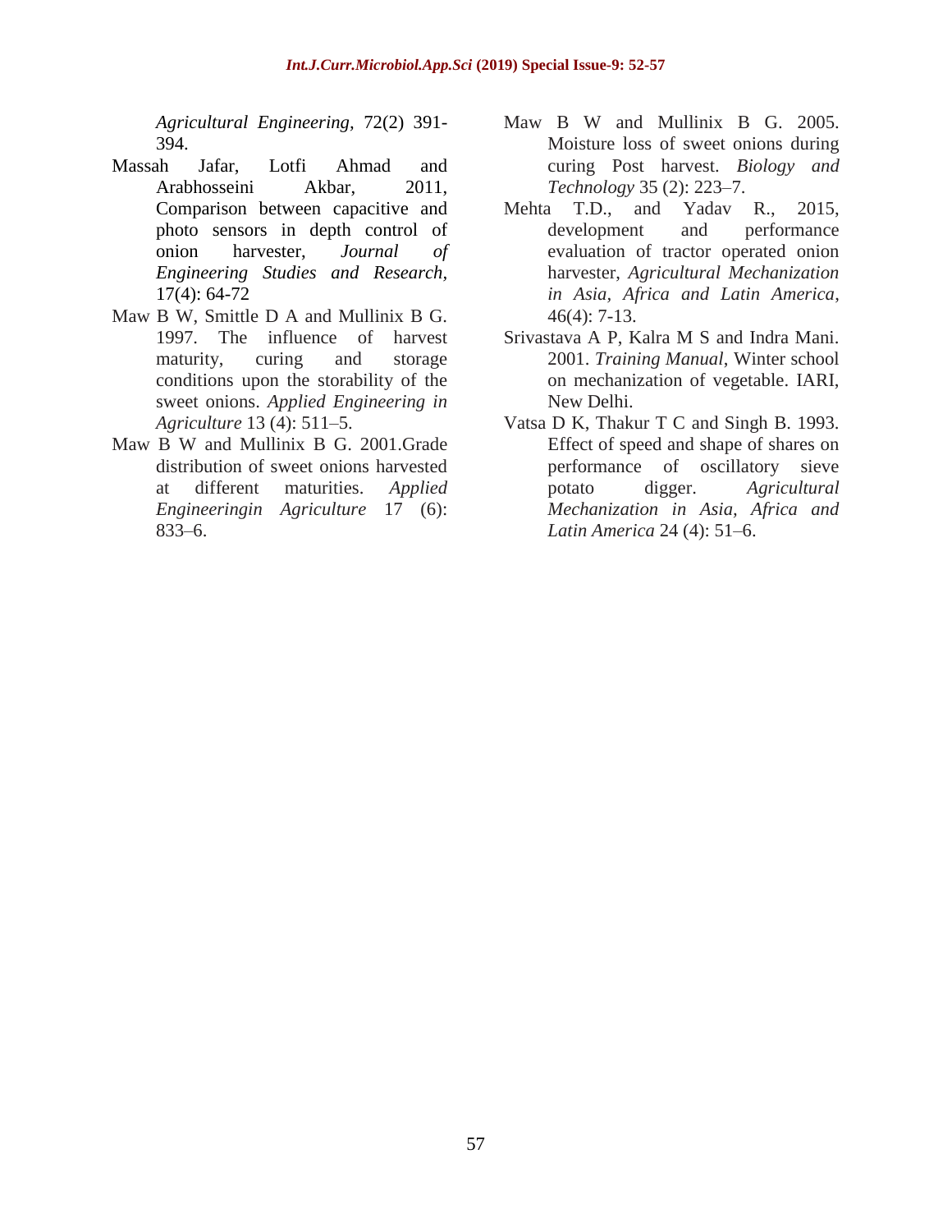*Agricultural Engineering*, 72(2) 391-394.

Massah Jafar, Lotfi Ahmad and Arabhosseini Akbar, 2011, Comparison between capacitive and photo sensors in depth control of onion harvester, *Journal of Engineering Studies and Research*, 17(4): 64-72

Maw B W, Smittle D A and Mullinix B G. 1997. The influence of harvest maturity, curing and storage conditions upon the storability of the sweet onions. *Applied Engineering in Agriculture* 13 (4): 511–5.

Maw B W and Mullinix B G. 2001.Grade distribution of sweet onions harvested at different maturities. *Applied Engineeringin Agriculture* 17 (6): 833–6.

Maw B W and Mullinix B G. 2005. Moisture loss of sweet onions during curing Post harvest. *Biology and Technology* 35 (2): 223–7.

Mehta T.D., and Yadav R., 2015, development and performance evaluation of tractor operated onion harvester, *Agricultural Mechanization in Asia, Africa and Latin America*, 46(4): 7-13.

Srivastava A P, Kalra M S and Indra Mani. 2001. *Training Manual*, Winter school on mechanization of vegetable. IARI, New Delhi.

Vatsa D K, Thakur T C and Singh B. 1993. Effect of speed and shape of shares on performance of oscillatory sieve potato digger. *Agricultural Mechanization in Asia, Africa and Latin America* 24 (4): 51–6.